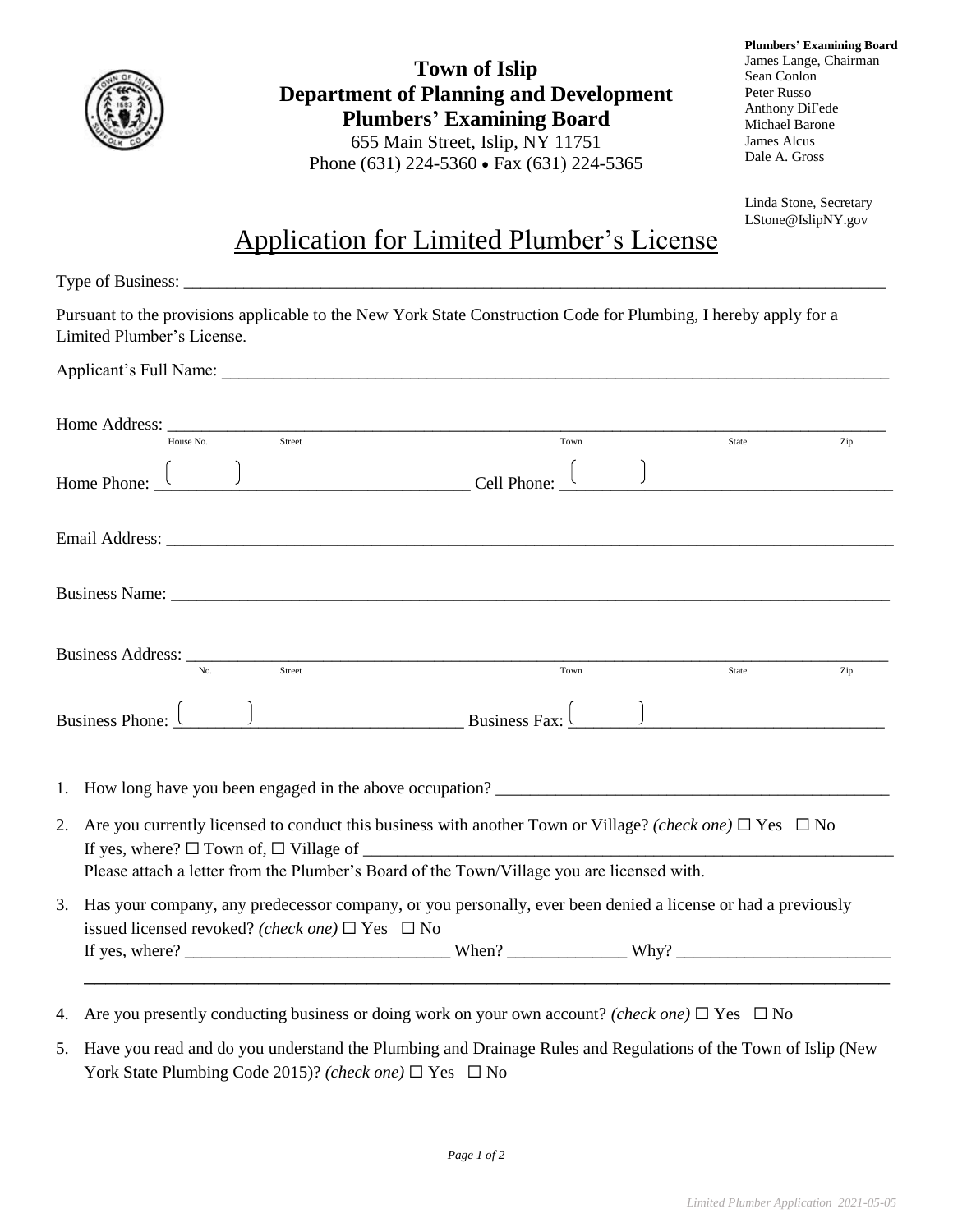**Town of Islip**
**Department of Planning and Development**
**Plumbers' Examining Board**
655 Main Street, Islip, NY 11751
Phone (631) 224-5360 • Fax (631) 224-5365

**Plumbers' Examining Board**
James Lange, Chairman
Sean Conlon
Peter Russo
Anthony DiFede
Michael Barone
James Alcus
Dale A. Gross

Linda Stone, Secretary
LStone@IslipNY.gov

# Application for Limited Plumber's License

Type of Business: ______________________________________________

Pursuant to the provisions applicable to the New York State Construction Code for Plumbing, I hereby apply for a Limited Plumber's License.

Applicant's Full Name: ______________________________________________

Home Address: ______________________________________________
House No. Street Town State Zip

Home Phone: ( ) ______________________ Cell Phone: ( ) ______________________

Email Address: ______________________________________________

Business Name: ______________________________________________

Business Address: ______________________________________________
No. Street Town State Zip

Business Phone: ( ) ______________________ Business Fax: ( ) ______________________

1. How long have you been engaged in the above occupation? ______________________
2. Are you currently licensed to conduct this business with another Town or Village? *(check one)* ☐ Yes ☐ No
   If yes, where? ☐ Town of, ☐ Village of ______________________
   Please attach a letter from the Plumber's Board of the Town/Village you are licensed with.
3. Has your company, any predecessor company, or you personally, ever been denied a license or had a previously issued licensed revoked? *(check one)* ☐ Yes ☐ No
   If yes, where? ______________ When? ______________ Why? ______________
   ______________________________________________
4. Are you presently conducting business or doing work on your own account? *(check one)* ☐ Yes ☐ No
5. Have you read and do you understand the Plumbing and Drainage Rules and Regulations of the Town of Islip (New York State Plumbing Code 2015)? *(check one)* ☐ Yes ☐ No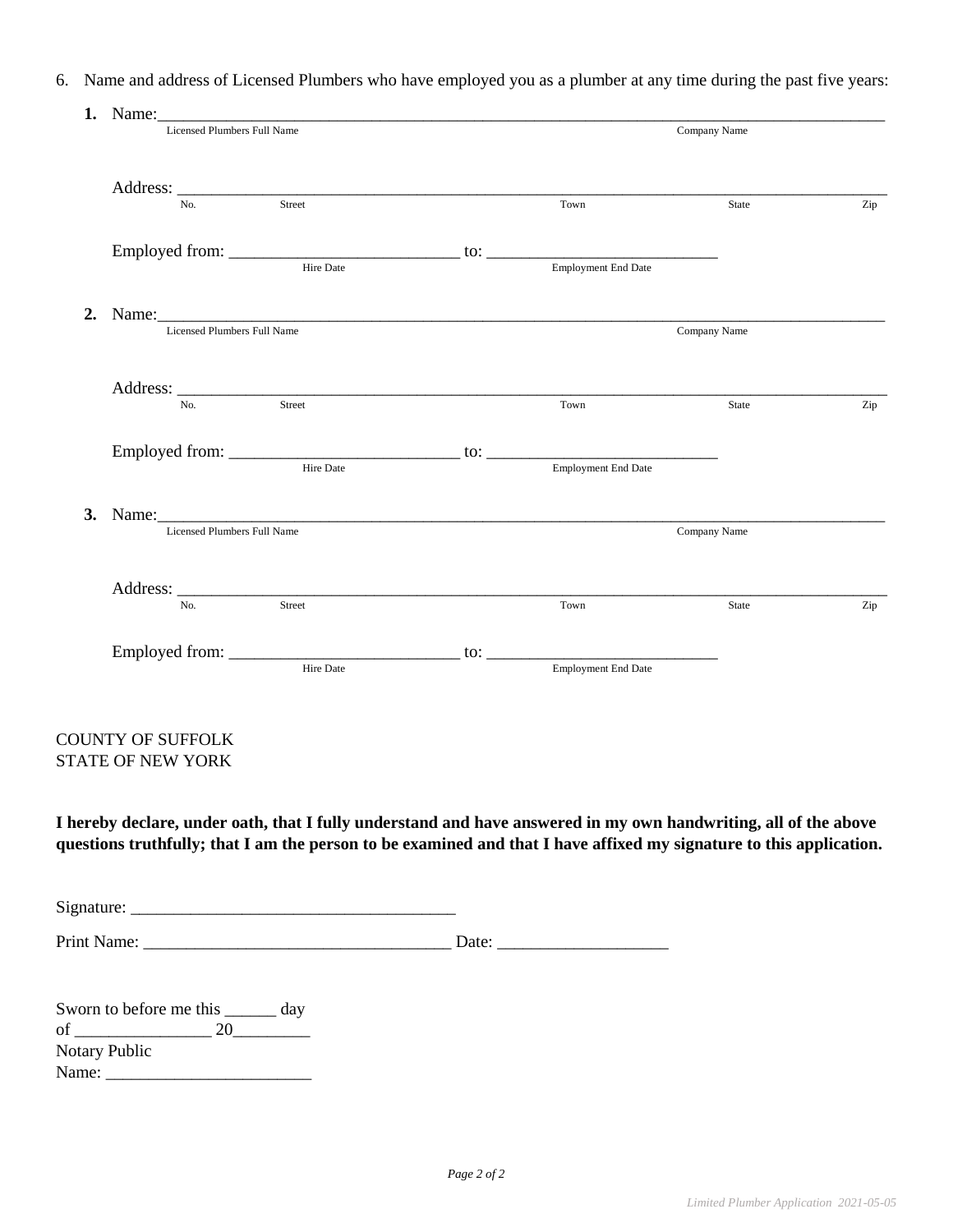6. Name and address of Licensed Plumbers who have employed you as a plumber at any time during the past five years:

**1.** Name:\_\_\_\_\_\_\_\_\_\_\_\_\_\_\_\_\_\_\_\_\_\_\_\_\_\_\_\_\_\_\_\_\_\_\_\_\_\_\_\_\_\_\_\_\_\_\_\_\_\_\_\_\_\_\_\_\_\_\_\_\_\_\_\_\_\_\_\_\_\_\_\_\_\_\_\_\_\_\_\_

Licensed Plumbers Full Name — Company Name

Address: \_\_\_\_\_\_\_\_\_\_\_\_\_\_\_\_\_\_\_\_\_\_\_\_\_\_\_\_\_\_\_\_\_\_\_\_\_\_\_\_\_\_\_\_\_\_\_\_\_\_\_\_\_\_\_\_\_\_\_\_\_\_\_\_\_\_\_\_\_\_\_\_\_\_\_\_\_\_\_\_

No. Street — Town — State — Zip

Employed from: \_\_\_\_\_\_\_\_\_\_\_\_\_\_\_\_\_\_\_\_\_\_\_\_\_\_\_\_ to: \_\_\_\_\_\_\_\_\_\_\_\_\_\_\_\_\_\_\_\_\_\_\_\_\_\_\_\_

Hire Date — Employment End Date

**2.** Name:\_\_\_\_\_\_\_\_\_\_\_\_\_\_\_\_\_\_\_\_\_\_\_\_\_\_\_\_\_\_\_\_\_\_\_\_\_\_\_\_\_\_\_\_\_\_\_\_\_\_\_\_\_\_\_\_\_\_\_\_\_\_\_\_\_\_\_\_\_\_\_\_\_\_\_\_\_\_\_\_

Licensed Plumbers Full Name — Company Name

Address: \_\_\_\_\_\_\_\_\_\_\_\_\_\_\_\_\_\_\_\_\_\_\_\_\_\_\_\_\_\_\_\_\_\_\_\_\_\_\_\_\_\_\_\_\_\_\_\_\_\_\_\_\_\_\_\_\_\_\_\_\_\_\_\_\_\_\_\_\_\_\_\_\_\_\_\_\_\_\_\_

No. Street — Town — State — Zip

Employed from: \_\_\_\_\_\_\_\_\_\_\_\_\_\_\_\_\_\_\_\_\_\_\_\_\_\_\_\_ to: \_\_\_\_\_\_\_\_\_\_\_\_\_\_\_\_\_\_\_\_\_\_\_\_\_\_\_\_

Hire Date — Employment End Date

**3.** Name:\_\_\_\_\_\_\_\_\_\_\_\_\_\_\_\_\_\_\_\_\_\_\_\_\_\_\_\_\_\_\_\_\_\_\_\_\_\_\_\_\_\_\_\_\_\_\_\_\_\_\_\_\_\_\_\_\_\_\_\_\_\_\_\_\_\_\_\_\_\_\_\_\_\_\_\_\_\_\_\_

Licensed Plumbers Full Name — Company Name

Address: \_\_\_\_\_\_\_\_\_\_\_\_\_\_\_\_\_\_\_\_\_\_\_\_\_\_\_\_\_\_\_\_\_\_\_\_\_\_\_\_\_\_\_\_\_\_\_\_\_\_\_\_\_\_\_\_\_\_\_\_\_\_\_\_\_\_\_\_\_\_\_\_\_\_\_\_\_\_\_\_

No. Street — Town — State — Zip

Employed from: \_\_\_\_\_\_\_\_\_\_\_\_\_\_\_\_\_\_\_\_\_\_\_\_\_\_\_\_ to: \_\_\_\_\_\_\_\_\_\_\_\_\_\_\_\_\_\_\_\_\_\_\_\_\_\_\_\_

Hire Date — Employment End Date

COUNTY OF SUFFOLK
STATE OF NEW YORK

**I hereby declare, under oath, that I fully understand and have answered in my own handwriting, all of the above questions truthfully; that I am the person to be examined and that I have affixed my signature to this application.**

Signature: \_\_\_\_\_\_\_\_\_\_\_\_\_\_\_\_\_\_\_\_\_\_\_\_\_\_\_\_\_\_\_\_\_\_\_\_\_\_

Print Name: \_\_\_\_\_\_\_\_\_\_\_\_\_\_\_\_\_\_\_\_\_\_\_\_\_\_\_\_\_\_\_\_\_\_\_\_ Date: \_\_\_\_\_\_\_\_\_\_\_\_\_\_\_\_\_\_\_\_

Sworn to before me this \_\_\_\_\_\_ day
of \_\_\_\_\_\_\_\_\_\_\_\_\_\_\_\_ 20\_\_\_\_\_\_\_\_\_
Notary Public
Name: \_\_\_\_\_\_\_\_\_\_\_\_\_\_\_\_\_\_\_\_\_\_\_\_

*Limited Plumber Application 2021-05-05*